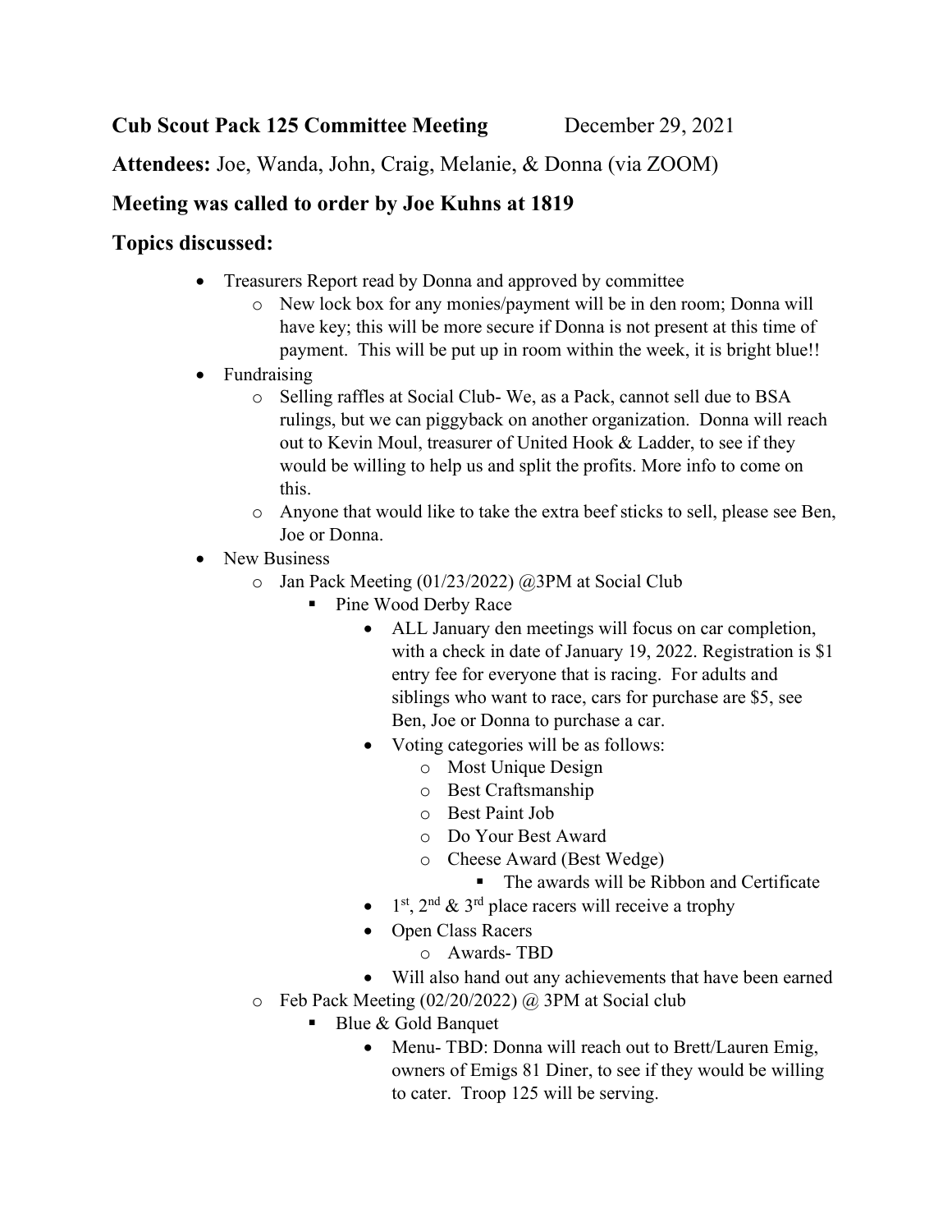**Cub Scout Pack 125 Committee Meeting** December 29, 2021

**Attendees:** Joe, Wanda, John, Craig, Melanie, & Donna (via ZOOM)

**Meeting was called to order by Joe Kuhns at 1819**

**Topics discussed:**

- Treasurers Report read by Donna and approved by committee
  - New lock box for any monies/payment will be in den room; Donna will have key; this will be more secure if Donna is not present at this time of payment. This will be put up in room within the week, it is bright blue!!
- Fundraising
  - Selling raffles at Social Club- We, as a Pack, cannot sell due to BSA rulings, but we can piggyback on another organization. Donna will reach out to Kevin Moul, treasurer of United Hook & Ladder, to see if they would be willing to help us and split the profits. More info to come on this.
  - Anyone that would like to take the extra beef sticks to sell, please see Ben, Joe or Donna.
- New Business
  - Jan Pack Meeting (01/23/2022) @3PM at Social Club
    - Pine Wood Derby Race
      - ALL January den meetings will focus on car completion, with a check in date of January 19, 2022. Registration is $1 entry fee for everyone that is racing. For adults and siblings who want to race, cars for purchase are $5, see Ben, Joe or Donna to purchase a car.
      - Voting categories will be as follows:
        - Most Unique Design
        - Best Craftsmanship
        - Best Paint Job
        - Do Your Best Award
        - Cheese Award (Best Wedge)
          - The awards will be Ribbon and Certificate
      - 1st, 2nd & 3rd place racers will receive a trophy
      - Open Class Racers
        - Awards- TBD
      - Will also hand out any achievements that have been earned
  - Feb Pack Meeting (02/20/2022) @ 3PM at Social club
    - Blue & Gold Banquet
      - Menu- TBD: Donna will reach out to Brett/Lauren Emig, owners of Emigs 81 Diner, to see if they would be willing to cater. Troop 125 will be serving.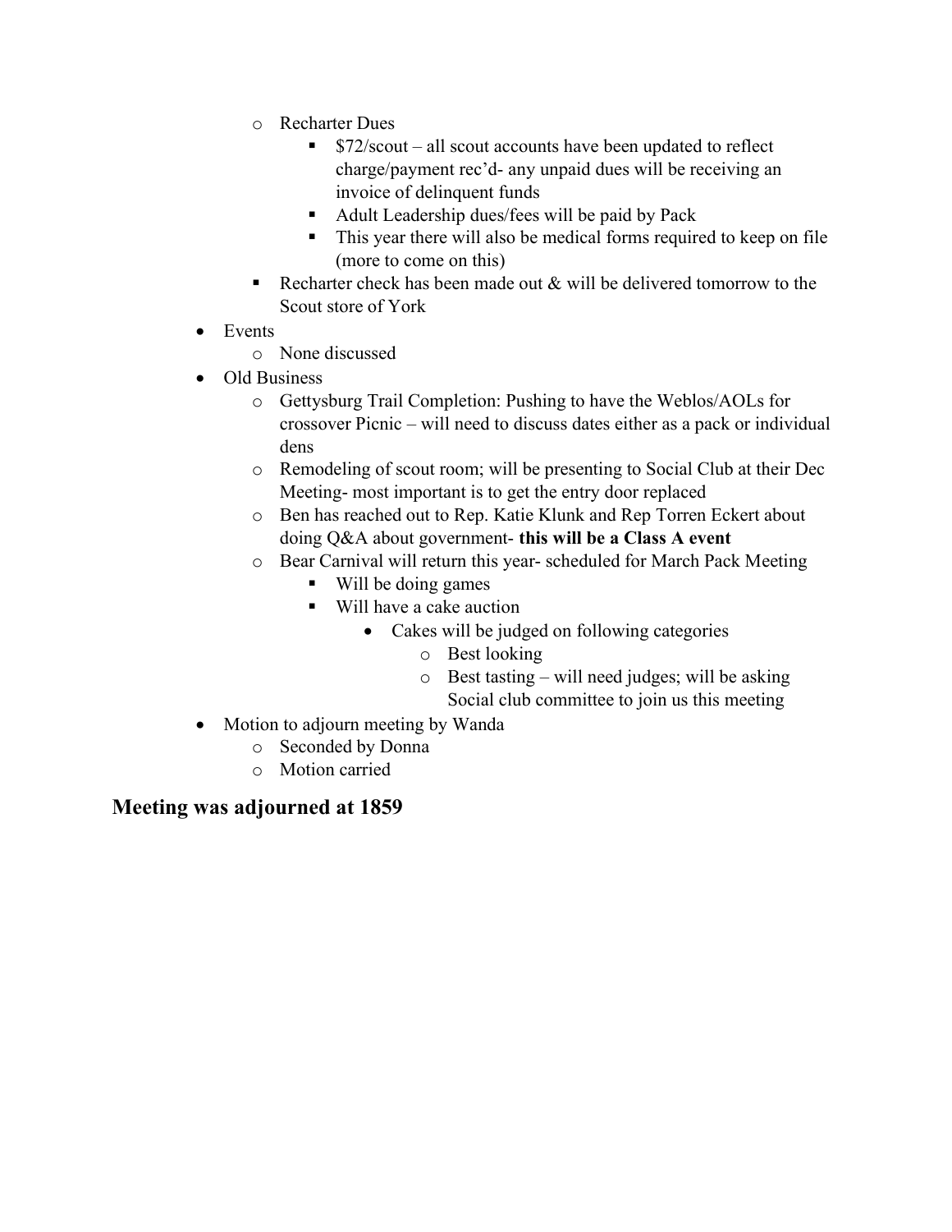- Recharter Dues
  - $72/scout – all scout accounts have been updated to reflect charge/payment rec'd- any unpaid dues will be receiving an invoice of delinquent funds
  - Adult Leadership dues/fees will be paid by Pack
  - This year there will also be medical forms required to keep on file (more to come on this)
- Recharter check has been made out & will be delivered tomorrow to the Scout store of York

- Events
  - None discussed
- Old Business
  - Gettysburg Trail Completion: Pushing to have the Weblos/AOLs for crossover Picnic – will need to discuss dates either as a pack or individual dens
  - Remodeling of scout room; will be presenting to Social Club at their Dec Meeting- most important is to get the entry door replaced
  - Ben has reached out to Rep. Katie Klunk and Rep Torren Eckert about doing Q&A about government- **this will be a Class A event**
  - Bear Carnival will return this year- scheduled for March Pack Meeting
    - Will be doing games
    - Will have a cake auction
      - Cakes will be judged on following categories
        - Best looking
        - Best tasting – will need judges; will be asking Social club committee to join us this meeting
- Motion to adjourn meeting by Wanda
  - Seconded by Donna
  - Motion carried

## Meeting was adjourned at 1859